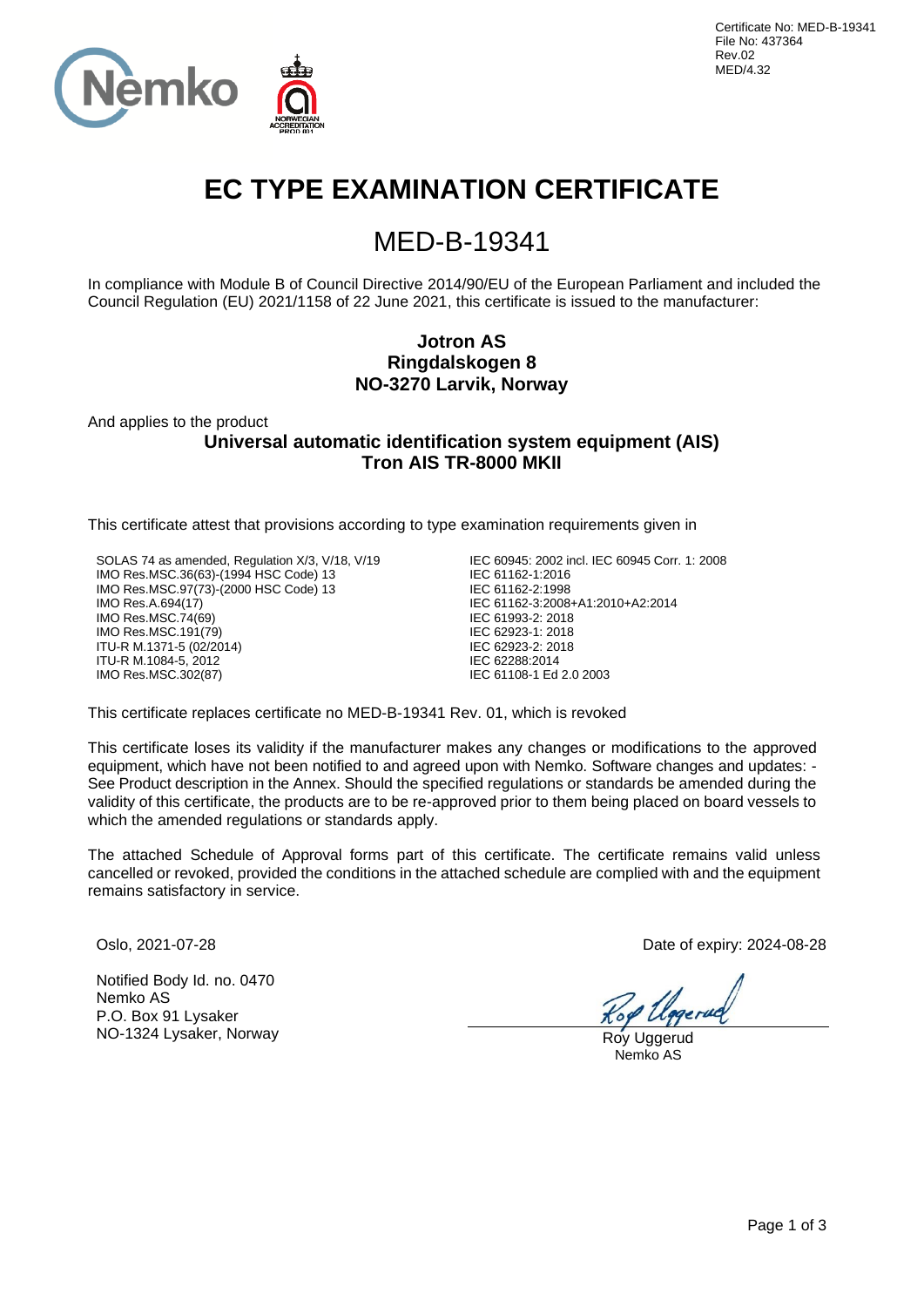Certificate No: MED-B-19341
File No: 437364
Rev.02
MED/4.32

# EC TYPE EXAMINATION CERTIFICATE

## MED-B-19341

In compliance with Module B of Council Directive 2014/90/EU of the European Parliament and included the Council Regulation (EU) 2021/1158 of 22 June 2021, this certificate is issued to the manufacturer:

**Jotron AS**
**Ringdalskogen 8**
**NO-3270 Larvik, Norway**

And applies to the product

**Universal automatic identification system equipment (AIS)**
**Tron AIS TR-8000 MKII**

This certificate attest that provisions according to type examination requirements given in

SOLAS 74 as amended, Regulation X/3, V/18, V/19
IMO Res.MSC.36(63)-(1994 HSC Code) 13
IMO Res.MSC.97(73)-(2000 HSC Code) 13
IMO Res.A.694(17)
IMO Res.MSC.74(69)
IMO Res.MSC.191(79)
ITU-R M.1371-5 (02/2014)
ITU-R M.1084-5, 2012
IMO Res.MSC.302(87)

IEC 60945: 2002 incl. IEC 60945 Corr. 1: 2008
IEC 61162-1:2016
IEC 61162-2:1998
IEC 61162-3:2008+A1:2010+A2:2014
IEC 61993-2: 2018
IEC 62923-1: 2018
IEC 62923-2: 2018
IEC 62288:2014
IEC 61108-1 Ed 2.0 2003

This certificate replaces certificate no MED-B-19341 Rev. 01, which is revoked

This certificate loses its validity if the manufacturer makes any changes or modifications to the approved equipment, which have not been notified to and agreed upon with Nemko. Software changes and updates: - See Product description in the Annex. Should the specified regulations or standards be amended during the validity of this certificate, the products are to be re-approved prior to them being placed on board vessels to which the amended regulations or standards apply.

The attached Schedule of Approval forms part of this certificate. The certificate remains valid unless cancelled or revoked, provided the conditions in the attached schedule are complied with and the equipment remains satisfactory in service.

Oslo, 2021-07-28

Date of expiry: 2024-08-28

Notified Body Id. no. 0470
Nemko AS
P.O. Box 91 Lysaker
NO-1324 Lysaker, Norway

Roy Uggerud
Nemko AS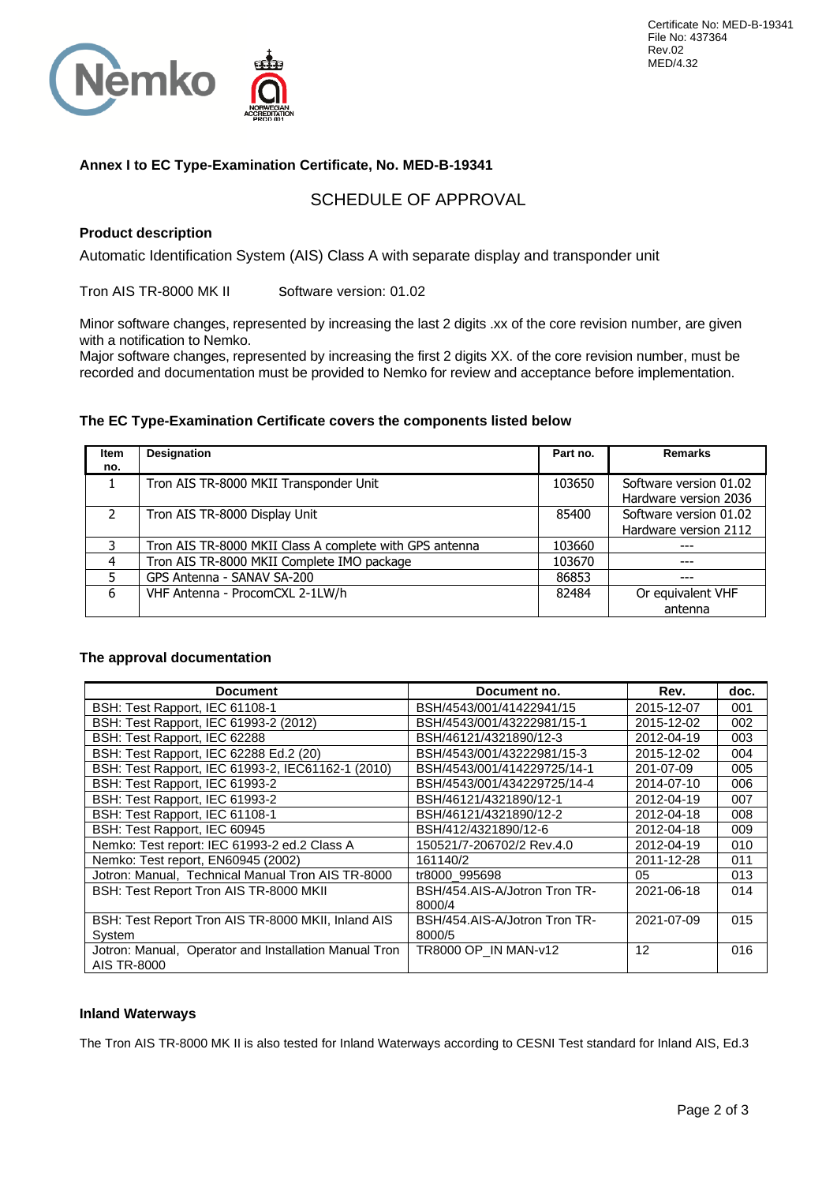Certificate No: MED-B-19341
File No: 437364
Rev.02
MED/4.32

**Annex I to EC Type-Examination Certificate, No. MED-B-19341**

## SCHEDULE OF APPROVAL

**Product description**

Automatic Identification System (AIS) Class A with separate display and transponder unit

Tron AIS TR-8000 MK II Software version: 01.02

Minor software changes, represented by increasing the last 2 digits .xx of the core revision number, are given with a notification to Nemko.
Major software changes, represented by increasing the first 2 digits XX. of the core revision number, must be recorded and documentation must be provided to Nemko for review and acceptance before implementation.

**The EC Type-Examination Certificate covers the components listed below**

| Item no. | Designation | Part no. | Remarks |
|---|---|---|---|
| 1 | Tron AIS TR-8000 MKII Transponder Unit | 103650 | Software version 01.02 Hardware version 2036 |
| 2 | Tron AIS TR-8000 Display Unit | 85400 | Software version 01.02 Hardware version 2112 |
| 3 | Tron AIS TR-8000 MKII Class A complete with GPS antenna | 103660 | --- |
| 4 | Tron AIS TR-8000 MKII Complete IMO package | 103670 | --- |
| 5 | GPS Antenna - SANAV SA-200 | 86853 | --- |
| 6 | VHF Antenna - ProcomCXL 2-1LW/h | 82484 | Or equivalent VHF antenna |

**The approval documentation**

| Document | Document no. | Rev. | doc. |
|---|---|---|---|
| BSH: Test Rapport, IEC 61108-1 | BSH/4543/001/41422941/15 | 2015-12-07 | 001 |
| BSH: Test Rapport, IEC 61993-2 (2012) | BSH/4543/001/43222981/15-1 | 2015-12-02 | 002 |
| BSH: Test Rapport, IEC 62288 | BSH/46121/4321890/12-3 | 2012-04-19 | 003 |
| BSH: Test Rapport, IEC 62288 Ed.2 (20) | BSH/4543/001/43222981/15-3 | 2015-12-02 | 004 |
| BSH: Test Rapport, IEC 61993-2, IEC61162-1 (2010) | BSH/4543/001/414229725/14-1 | 201-07-09 | 005 |
| BSH: Test Rapport, IEC 61993-2 | BSH/4543/001/434229725/14-4 | 2014-07-10 | 006 |
| BSH: Test Rapport, IEC 61993-2 | BSH/46121/4321890/12-1 | 2012-04-19 | 007 |
| BSH: Test Rapport, IEC 61108-1 | BSH/46121/4321890/12-2 | 2012-04-18 | 008 |
| BSH: Test Rapport, IEC 60945 | BSH/412/4321890/12-6 | 2012-04-18 | 009 |
| Nemko: Test report: IEC 61993-2 ed.2 Class A | 150521/7-206702/2 Rev.4.0 | 2012-04-19 | 010 |
| Nemko: Test report, EN60945 (2002) | 161140/2 | 2011-12-28 | 011 |
| Jotron: Manual, Technical Manual Tron AIS TR-8000 | tr8000_995698 | 05 | 013 |
| BSH: Test Report Tron AIS TR-8000 MKII | BSH/454.AIS-A/Jotron Tron TR-8000/4 | 2021-06-18 | 014 |
| BSH: Test Report Tron AIS TR-8000 MKII, Inland AIS System | BSH/454.AIS-A/Jotron Tron TR-8000/5 | 2021-07-09 | 015 |
| Jotron: Manual, Operator and Installation Manual Tron AIS TR-8000 | TR8000 OP_IN MAN-v12 | 12 | 016 |

**Inland Waterways**

The Tron AIS TR-8000 MK II is also tested for Inland Waterways according to CESNI Test standard for Inland AIS, Ed.3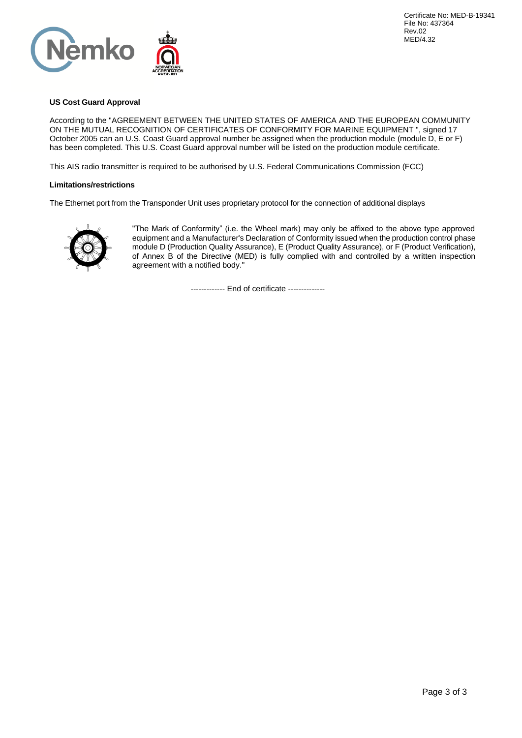Certificate No: MED-B-19341
File No: 437364
Rev.02
MED/4.32

**US Cost Guard Approval**

According to the "AGREEMENT BETWEEN THE UNITED STATES OF AMERICA AND THE EUROPEAN COMMUNITY ON THE MUTUAL RECOGNITION OF CERTIFICATES OF CONFORMITY FOR MARINE EQUIPMENT ", signed 17 October 2005 can an U.S. Coast Guard approval number be assigned when the production module (module D, E or F) has been completed. This U.S. Coast Guard approval number will be listed on the production module certificate.

This AIS radio transmitter is required to be authorised by U.S. Federal Communications Commission (FCC)

**Limitations/restrictions**

The Ethernet port from the Transponder Unit uses proprietary protocol for the connection of additional displays

"The Mark of Conformity" (i.e. the Wheel mark) may only be affixed to the above type approved equipment and a Manufacturer's Declaration of Conformity issued when the production control phase module D (Production Quality Assurance), E (Product Quality Assurance), or F (Product Verification), of Annex B of the Directive (MED) is fully complied with and controlled by a written inspection agreement with a notified body."

------------- End of certificate --------------